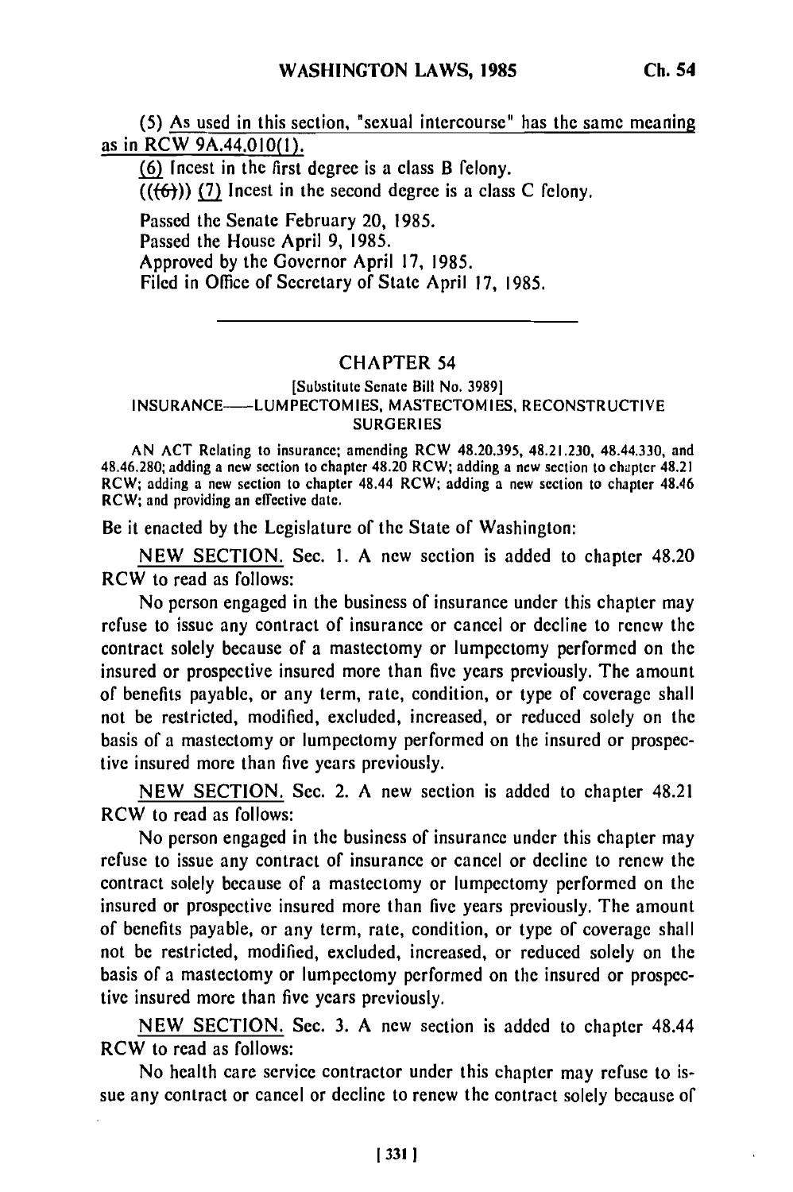(5) As used in this section, "sexual intercourse" has the same meaning as in RCW 9A.44.010(1).

(6) Incest in the first degree is a class B felony.

(((6))) (7) Incest in the second degree is a class C felony.

Passed the Senate February 20, 1985.
Passed the House April 9, 1985.
Approved by the Governor April 17, 1985.
Filed in Office of Secretary of State April 17, 1985.

---

## CHAPTER 54

[Substitute Senate Bill No. 3989]

INSURANCE——LUMPECTOMIES, MASTECTOMIES, RECONSTRUCTIVE SURGERIES

AN ACT Relating to insurance; amending RCW 48.20.395, 48.21.230, 48.44.330, and 48.46.280; adding a new section to chapter 48.20 RCW; adding a new section to chapter 48.21 RCW; adding a new section to chapter 48.44 RCW; adding a new section to chapter 48.46 RCW; and providing an effective date.

Be it enacted by the Legislature of the State of Washington:

NEW SECTION. Sec. 1. A new section is added to chapter 48.20 RCW to read as follows:

No person engaged in the business of insurance under this chapter may refuse to issue any contract of insurance or cancel or decline to renew the contract solely because of a mastectomy or lumpectomy performed on the insured or prospective insured more than five years previously. The amount of benefits payable, or any term, rate, condition, or type of coverage shall not be restricted, modified, excluded, increased, or reduced solely on the basis of a mastectomy or lumpectomy performed on the insured or prospective insured more than five years previously.

NEW SECTION. Sec. 2. A new section is added to chapter 48.21 RCW to read as follows:

No person engaged in the business of insurance under this chapter may refuse to issue any contract of insurance or cancel or decline to renew the contract solely because of a mastectomy or lumpectomy performed on the insured or prospective insured more than five years previously. The amount of benefits payable, or any term, rate, condition, or type of coverage shall not be restricted, modified, excluded, increased, or reduced solely on the basis of a mastectomy or lumpectomy performed on the insured or prospective insured more than five years previously.

NEW SECTION. Sec. 3. A new section is added to chapter 48.44 RCW to read as follows:

No health care service contractor under this chapter may refuse to issue any contract or cancel or decline to renew the contract solely because of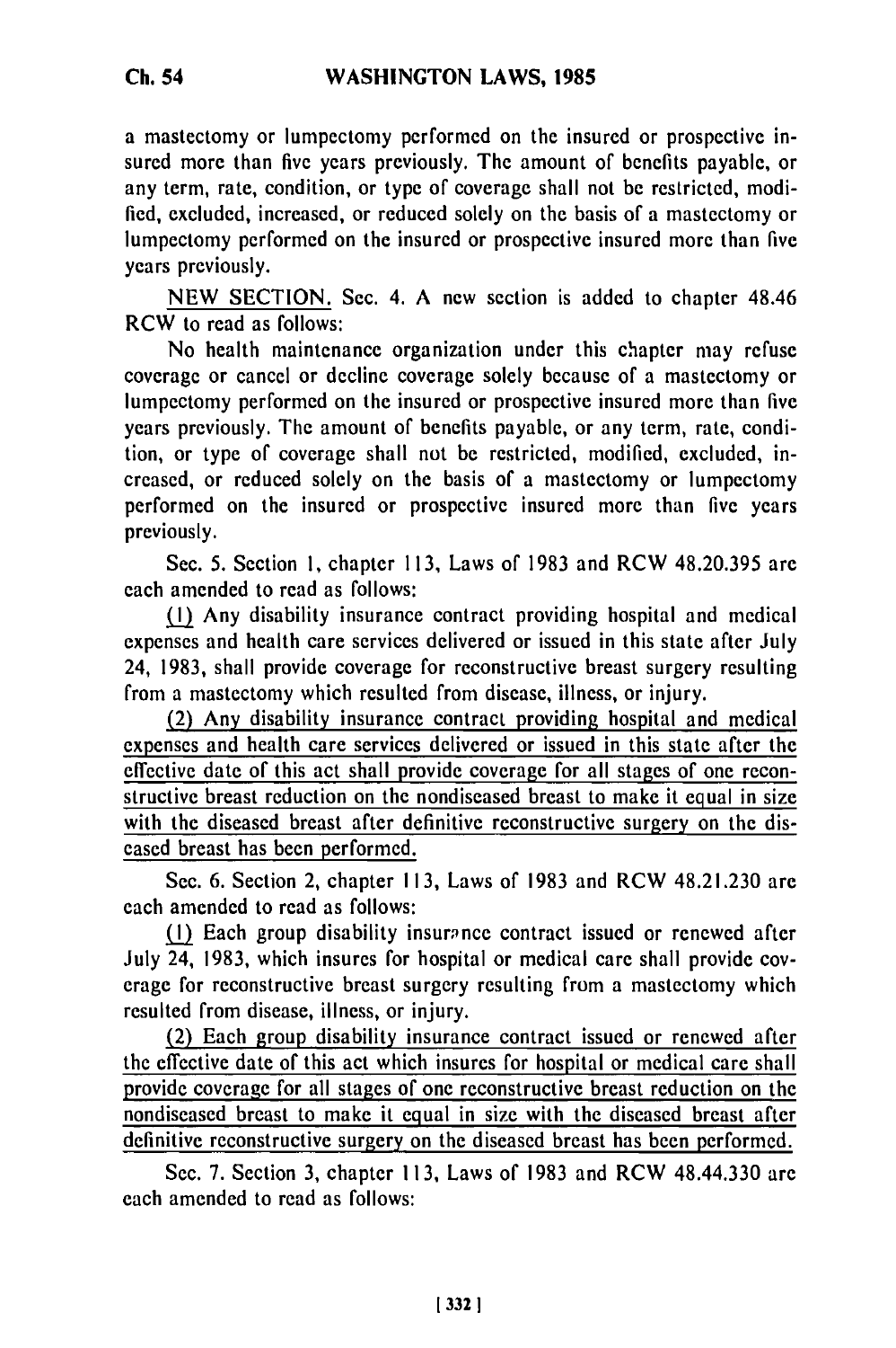a mastectomy or lumpectomy performed on the insured or prospective insured more than five years previously. The amount of benefits payable, or any term, rate, condition, or type of coverage shall not be restricted, modified, excluded, increased, or reduced solely on the basis of a mastectomy or lumpectomy performed on the insured or prospective insured more than five years previously.

NEW SECTION. Sec. 4. A new section is added to chapter 48.46 RCW to read as follows:

No health maintenance organization under this chapter may refuse coverage or cancel or decline coverage solely because of a mastectomy or lumpectomy performed on the insured or prospective insured more than five years previously. The amount of benefits payable, or any term, rate, condition, or type of coverage shall not be restricted, modified, excluded, increased, or reduced solely on the basis of a mastectomy or lumpectomy performed on the insured or prospective insured more than five years previously.

Sec. 5. Section 1, chapter 113, Laws of 1983 and RCW 48.20.395 are each amended to read as follows:

(1) Any disability insurance contract providing hospital and medical expenses and health care services delivered or issued in this state after July 24, 1983, shall provide coverage for reconstructive breast surgery resulting from a mastectomy which resulted from disease, illness, or injury.

(2) Any disability insurance contract providing hospital and medical expenses and health care services delivered or issued in this state after the effective date of this act shall provide coverage for all stages of one reconstructive breast reduction on the nondiseased breast to make it equal in size with the diseased breast after definitive reconstructive surgery on the diseased breast has been performed.

Sec. 6. Section 2, chapter 113, Laws of 1983 and RCW 48.21.230 are each amended to read as follows:

(1) Each group disability insurance contract issued or renewed after July 24, 1983, which insures for hospital or medical care shall provide coverage for reconstructive breast surgery resulting from a mastectomy which resulted from disease, illness, or injury.

(2) Each group disability insurance contract issued or renewed after the effective date of this act which insures for hospital or medical care shall provide coverage for all stages of one reconstructive breast reduction on the nondiseased breast to make it equal in size with the diseased breast after definitive reconstructive surgery on the diseased breast has been performed.

Sec. 7. Section 3, chapter 113, Laws of 1983 and RCW 48.44.330 are each amended to read as follows: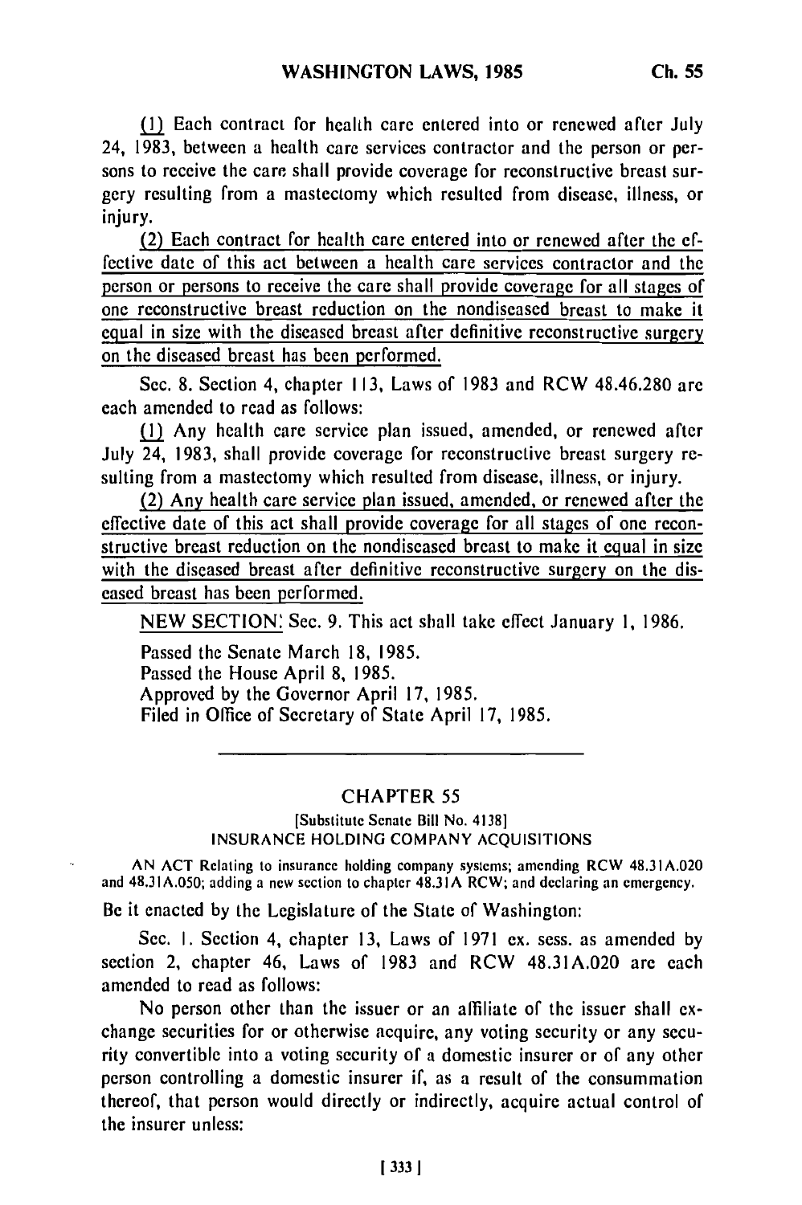(1) Each contract for health care entered into or renewed after July 24, 1983, between a health care services contractor and the person or persons to receive the care shall provide coverage for reconstructive breast surgery resulting from a mastectomy which resulted from disease, illness, or injury.

(2) Each contract for health care entered into or renewed after the effective date of this act between a health care services contractor and the person or persons to receive the care shall provide coverage for all stages of one reconstructive breast reduction on the nondiseased breast to make it equal in size with the diseased breast after definitive reconstructive surgery on the diseased breast has been performed.

Sec. 8. Section 4, chapter 113, Laws of 1983 and RCW 48.46.280 are each amended to read as follows:

(1) Any health care service plan issued, amended, or renewed after July 24, 1983, shall provide coverage for reconstructive breast surgery resulting from a mastectomy which resulted from disease, illness, or injury.

(2) Any health care service plan issued, amended, or renewed after the effective date of this act shall provide coverage for all stages of one reconstructive breast reduction on the nondiseased breast to make it equal in size with the diseased breast after definitive reconstructive surgery on the diseased breast has been performed.

NEW SECTION. Sec. 9. This act shall take effect January 1, 1986.

Passed the Senate March 18, 1985.
Passed the House April 8, 1985.
Approved by the Governor April 17, 1985.
Filed in Office of Secretary of State April 17, 1985.

---

## CHAPTER 55

[Substitute Senate Bill No. 4138]

INSURANCE HOLDING COMPANY ACQUISITIONS

AN ACT Relating to insurance holding company systems; amending RCW 48.31A.020 and 48.31A.050; adding a new section to chapter 48.31A RCW; and declaring an emergency.

Be it enacted by the Legislature of the State of Washington:

Sec. 1. Section 4, chapter 13, Laws of 1971 ex. sess. as amended by section 2, chapter 46, Laws of 1983 and RCW 48.31A.020 are each amended to read as follows:

No person other than the issuer or an affiliate of the issuer shall exchange securities for or otherwise acquire, any voting security or any security convertible into a voting security of a domestic insurer or of any other person controlling a domestic insurer if, as a result of the consummation thereof, that person would directly or indirectly, acquire actual control of the insurer unless: